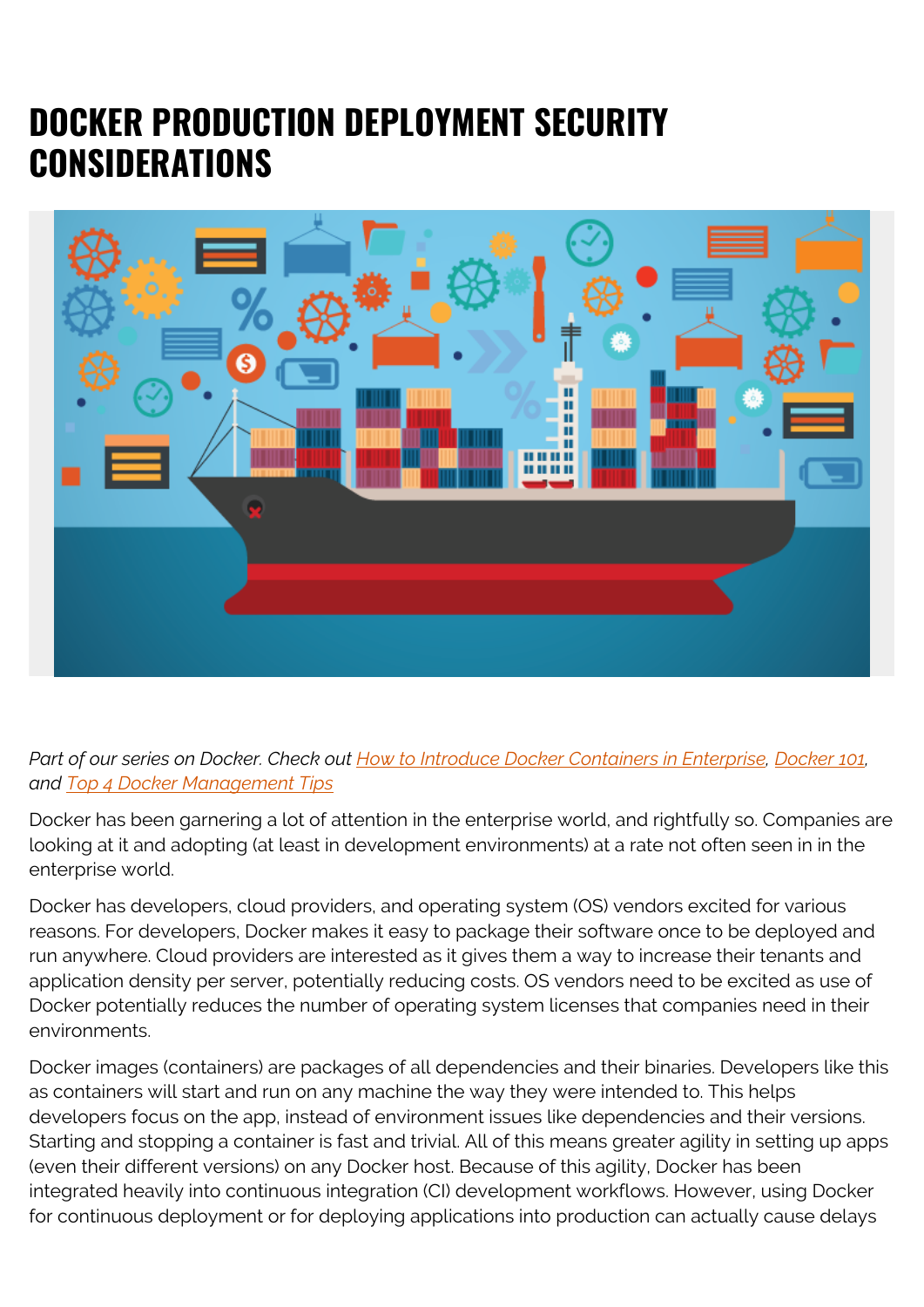# DOCKER PRODUCTION DEPLOYMENT SECURITY CONSIDERATIONS

*Part of our series on Docker. Check out [How to Introduce Docker Containers in Enterprise](), [Docker 101](), and [Top 4 Docker Management Tips]()*

Docker has been garnering a lot of attention in the enterprise world, and rightfully so. Companies are looking at it and adopting (at least in development environments) at a rate not often seen in in the enterprise world.

Docker has developers, cloud providers, and operating system (OS) vendors excited for various reasons. For developers, Docker makes it easy to package their software once to be deployed and run anywhere. Cloud providers are interested as it gives them a way to increase their tenants and application density per server, potentially reducing costs. OS vendors need to be excited as use of Docker potentially reduces the number of operating system licenses that companies need in their environments.

Docker images (containers) are packages of all dependencies and their binaries. Developers like this as containers will start and run on any machine the way they were intended to. This helps developers focus on the app, instead of environment issues like dependencies and their versions. Starting and stopping a container is fast and trivial. All of this means greater agility in setting up apps (even their different versions) on any Docker host. Because of this agility, Docker has been integrated heavily into continuous integration (CI) development workflows. However, using Docker for continuous deployment or for deploying applications into production can actually cause delays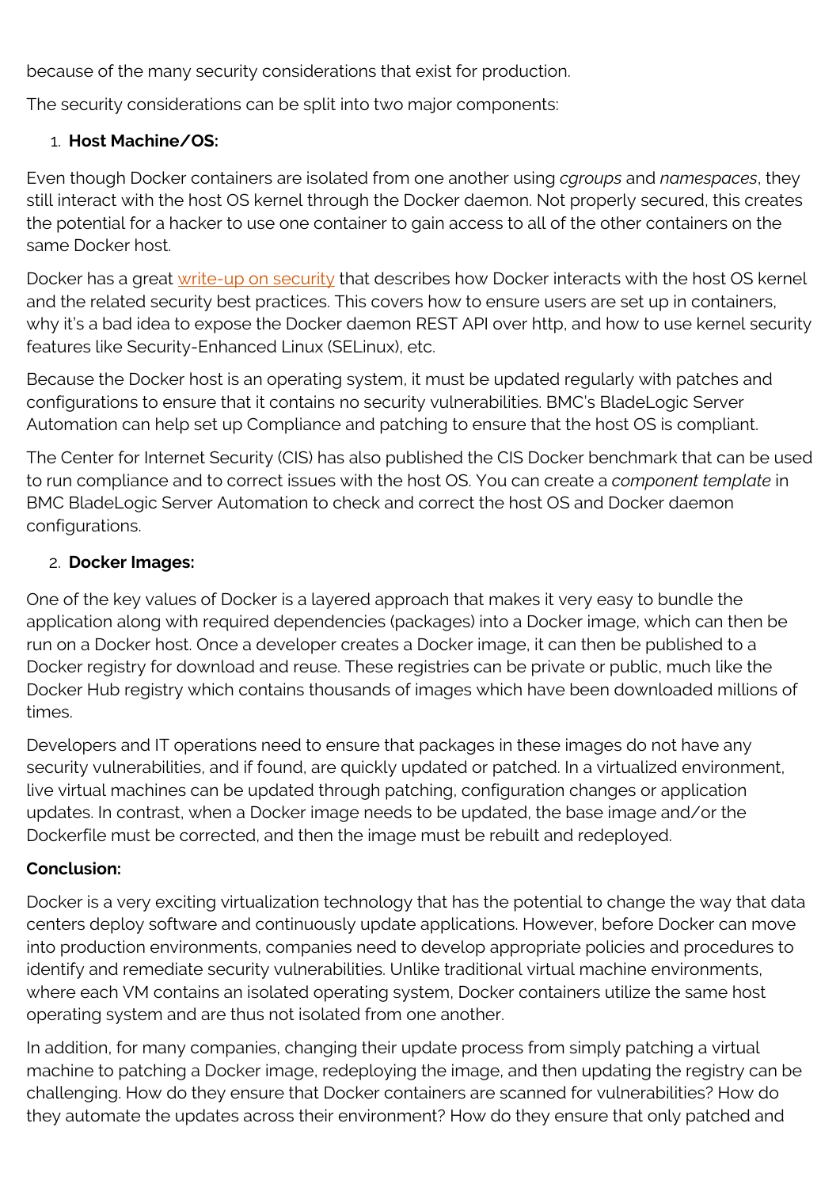because of the many security considerations that exist for production.

The security considerations can be split into two major components:

1. **Host Machine/OS:**

Even though Docker containers are isolated from one another using *cgroups* and *namespaces*, they still interact with the host OS kernel through the Docker daemon. Not properly secured, this creates the potential for a hacker to use one container to gain access to all of the other containers on the same Docker host.

Docker has a great write-up on security that describes how Docker interacts with the host OS kernel and the related security best practices. This covers how to ensure users are set up in containers, why it's a bad idea to expose the Docker daemon REST API over http, and how to use kernel security features like Security-Enhanced Linux (SELinux), etc.

Because the Docker host is an operating system, it must be updated regularly with patches and configurations to ensure that it contains no security vulnerabilities. BMC's BladeLogic Server Automation can help set up Compliance and patching to ensure that the host OS is compliant.

The Center for Internet Security (CIS) has also published the CIS Docker benchmark that can be used to run compliance and to correct issues with the host OS. You can create a *component template* in BMC BladeLogic Server Automation to check and correct the host OS and Docker daemon configurations.

2. **Docker Images:**

One of the key values of Docker is a layered approach that makes it very easy to bundle the application along with required dependencies (packages) into a Docker image, which can then be run on a Docker host. Once a developer creates a Docker image, it can then be published to a Docker registry for download and reuse. These registries can be private or public, much like the Docker Hub registry which contains thousands of images which have been downloaded millions of times.

Developers and IT operations need to ensure that packages in these images do not have any security vulnerabilities, and if found, are quickly updated or patched. In a virtualized environment, live virtual machines can be updated through patching, configuration changes or application updates. In contrast, when a Docker image needs to be updated, the base image and/or the Dockerfile must be corrected, and then the image must be rebuilt and redeployed.

**Conclusion:**

Docker is a very exciting virtualization technology that has the potential to change the way that data centers deploy software and continuously update applications. However, before Docker can move into production environments, companies need to develop appropriate policies and procedures to identify and remediate security vulnerabilities. Unlike traditional virtual machine environments, where each VM contains an isolated operating system, Docker containers utilize the same host operating system and are thus not isolated from one another.

In addition, for many companies, changing their update process from simply patching a virtual machine to patching a Docker image, redeploying the image, and then updating the registry can be challenging. How do they ensure that Docker containers are scanned for vulnerabilities? How do they automate the updates across their environment? How do they ensure that only patched and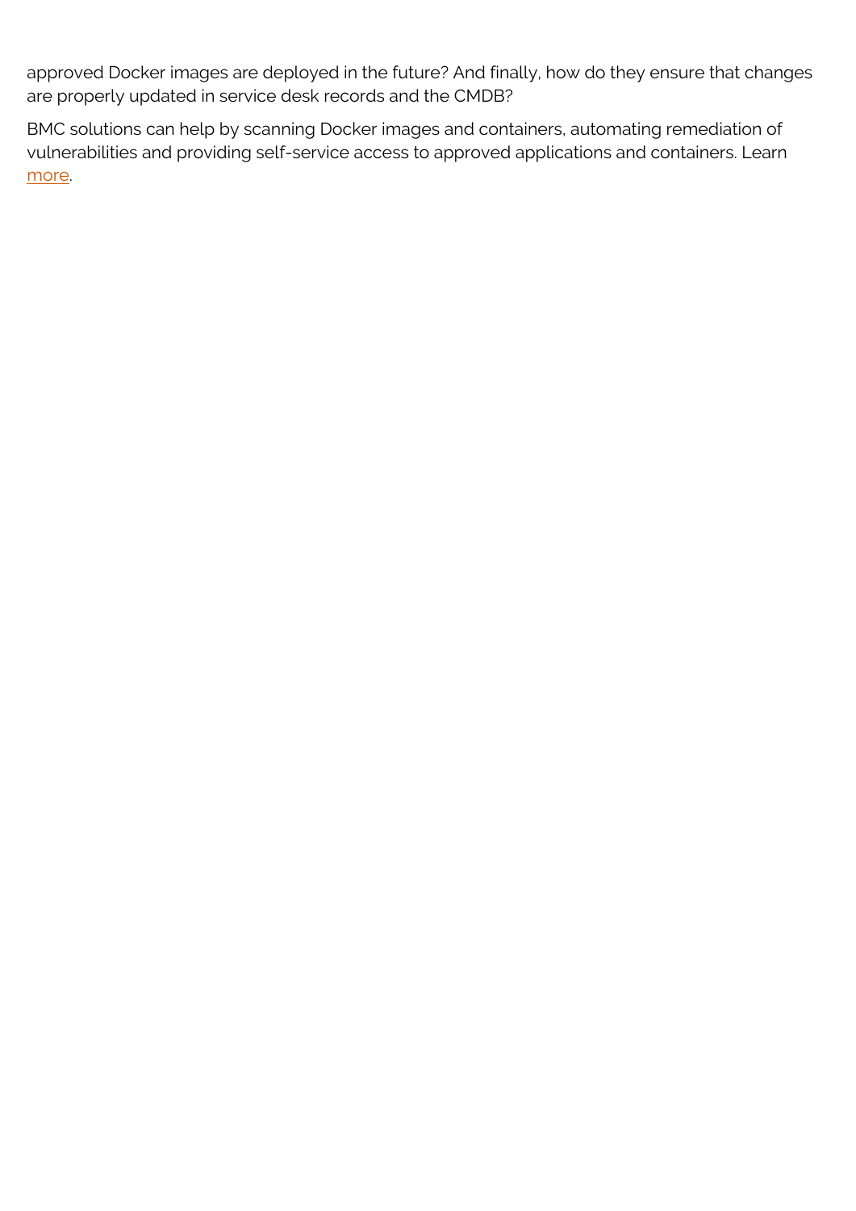approved Docker images are deployed in the future? And finally, how do they ensure that changes are properly updated in service desk records and the CMDB?

BMC solutions can help by scanning Docker images and containers, automating remediation of vulnerabilities and providing self-service access to approved applications and containers. Learn more.